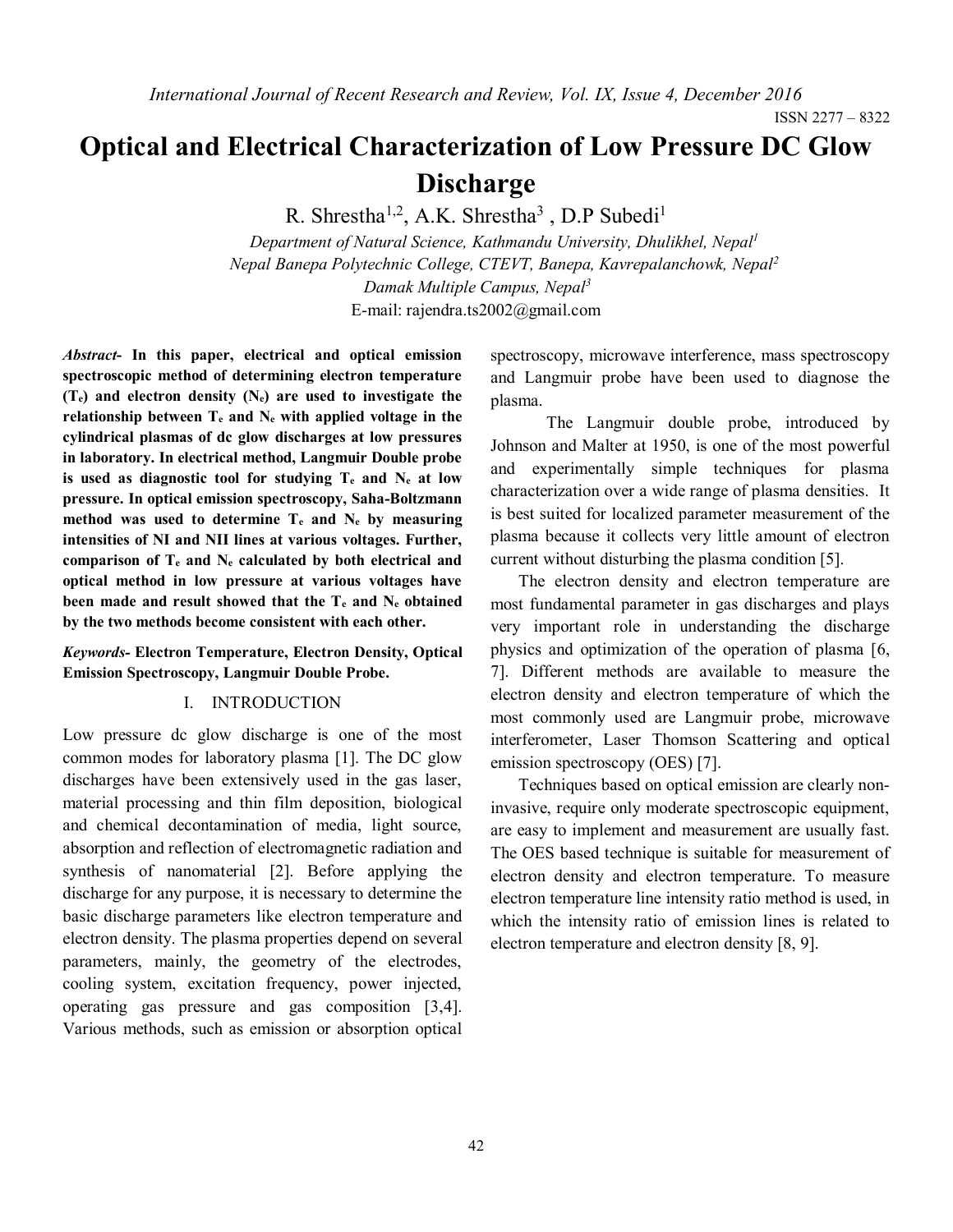# Optical and Electrical Characterization of Low Pressure DC Glow Discharge

R. Shrestha[1,2], A.K. Shrestha[3] , D.P Subedi[1]

*Department of Natural Science, Kathmandu University, Dhulikhel, Nepal[1]*
*Nepal Banepa Polytechnic College, CTEVT, Banepa, Kavrepalanchowk, Nepal[2]*
*Damak Multiple Campus, Nepal[3]*
E-mail: rajendra.ts2002@gmail.com

***Abstract*- In this paper, electrical and optical emission spectroscopic method of determining electron temperature ($T_e$) and electron density ($N_e$) are used to investigate the relationship between $T_e$ and $N_e$ with applied voltage in the cylindrical plasmas of dc glow discharges at low pressures in laboratory. In electrical method, Langmuir Double probe is used as diagnostic tool for studying $T_e$ and $N_e$ at low pressure. In optical emission spectroscopy, Saha-Boltzmann method was used to determine $T_e$ and $N_e$ by measuring intensities of NI and NII lines at various voltages. Further, comparison of $T_e$ and $N_e$ calculated by both electrical and optical method in low pressure at various voltages have been made and result showed that the $T_e$ and $N_e$ obtained by the two methods become consistent with each other.**

***Keywords*- Electron Temperature, Electron Density, Optical Emission Spectroscopy, Langmuir Double Probe.**

## I. INTRODUCTION

Low pressure dc glow discharge is one of the most common modes for laboratory plasma [1]. The DC glow discharges have been extensively used in the gas laser, material processing and thin film deposition, biological and chemical decontamination of media, light source, absorption and reflection of electromagnetic radiation and synthesis of nanomaterial [2]. Before applying the discharge for any purpose, it is necessary to determine the basic discharge parameters like electron temperature and electron density. The plasma properties depend on several parameters, mainly, the geometry of the electrodes, cooling system, excitation frequency, power injected, operating gas pressure and gas composition [3,4]. Various methods, such as emission or absorption optical spectroscopy, microwave interference, mass spectroscopy and Langmuir probe have been used to diagnose the plasma.

The Langmuir double probe, introduced by Johnson and Malter at 1950, is one of the most powerful and experimentally simple techniques for plasma characterization over a wide range of plasma densities. It is best suited for localized parameter measurement of the plasma because it collects very little amount of electron current without disturbing the plasma condition [5].

The electron density and electron temperature are most fundamental parameter in gas discharges and plays very important role in understanding the discharge physics and optimization of the operation of plasma [6, 7]. Different methods are available to measure the electron density and electron temperature of which the most commonly used are Langmuir probe, microwave interferometer, Laser Thomson Scattering and optical emission spectroscopy (OES) [7].

Techniques based on optical emission are clearly non-invasive, require only moderate spectroscopic equipment, are easy to implement and measurement are usually fast. The OES based technique is suitable for measurement of electron density and electron temperature. To measure electron temperature line intensity ratio method is used, in which the intensity ratio of emission lines is related to electron temperature and electron density [8, 9].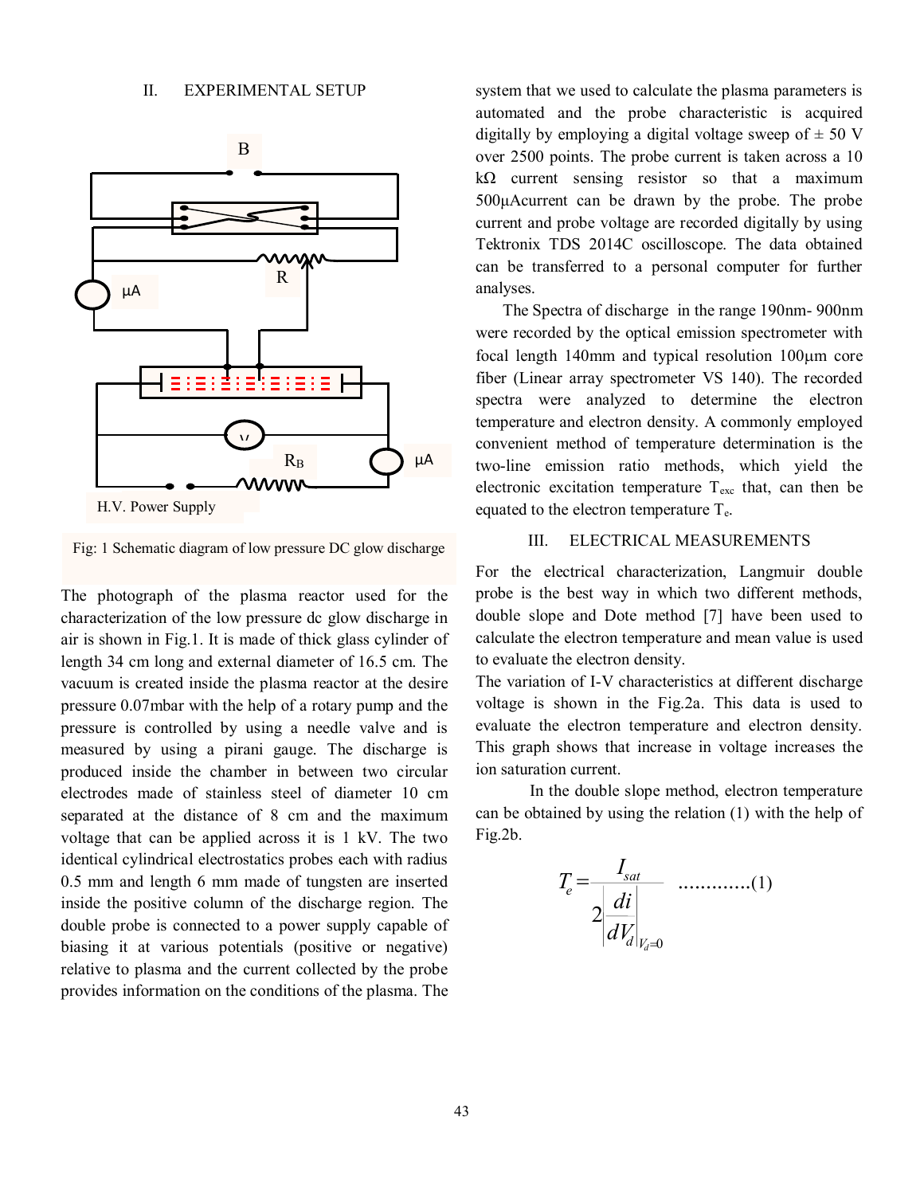## II. EXPERIMENTAL SETUP

Fig: 1 Schematic diagram of low pressure DC glow discharge

The photograph of the plasma reactor used for the characterization of the low pressure dc glow discharge in air is shown in Fig.1. It is made of thick glass cylinder of length 34 cm long and external diameter of 16.5 cm. The vacuum is created inside the plasma reactor at the desire pressure 0.07mbar with the help of a rotary pump and the pressure is controlled by using a needle valve and is measured by using a pirani gauge. The discharge is produced inside the chamber in between two circular electrodes made of stainless steel of diameter 10 cm separated at the distance of 8 cm and the maximum voltage that can be applied across it is 1 kV. The two identical cylindrical electrostatics probes each with radius 0.5 mm and length 6 mm made of tungsten are inserted inside the positive column of the discharge region. The double probe is connected to a power supply capable of biasing it at various potentials (positive or negative) relative to plasma and the current collected by the probe provides information on the conditions of the plasma. The system that we used to calculate the plasma parameters is automated and the probe characteristic is acquired digitally by employing a digital voltage sweep of ± 50 V over 2500 points. The probe current is taken across a 10 kΩ current sensing resistor so that a maximum 500μAcurrent can be drawn by the probe. The probe current and probe voltage are recorded digitally by using Tektronix TDS 2014C oscilloscope. The data obtained can be transferred to a personal computer for further analyses.

The Spectra of discharge in the range 190nm- 900nm were recorded by the optical emission spectrometer with focal length 140mm and typical resolution 100μm core fiber (Linear array spectrometer VS 140). The recorded spectra were analyzed to determine the electron temperature and electron density. A commonly employed convenient method of temperature determination is the two-line emission ratio methods, which yield the electronic excitation temperature $T_{exc}$ that, can then be equated to the electron temperature $T_e$.

## III. ELECTRICAL MEASUREMENTS

For the electrical characterization, Langmuir double probe is the best way in which two different methods, double slope and Dote method [7] have been used to calculate the electron temperature and mean value is used to evaluate the electron density.

The variation of I-V characteristics at different discharge voltage is shown in the Fig.2a. This data is used to evaluate the electron temperature and electron density. This graph shows that increase in voltage increases the ion saturation current.

In the double slope method, electron temperature can be obtained by using the relation (1) with the help of Fig.2b.

$$T_e = \frac{I_{sat}}{2\left.\frac{di}{dV_d}\right|_{V_d=0}} \quad \text{.............(1)}$$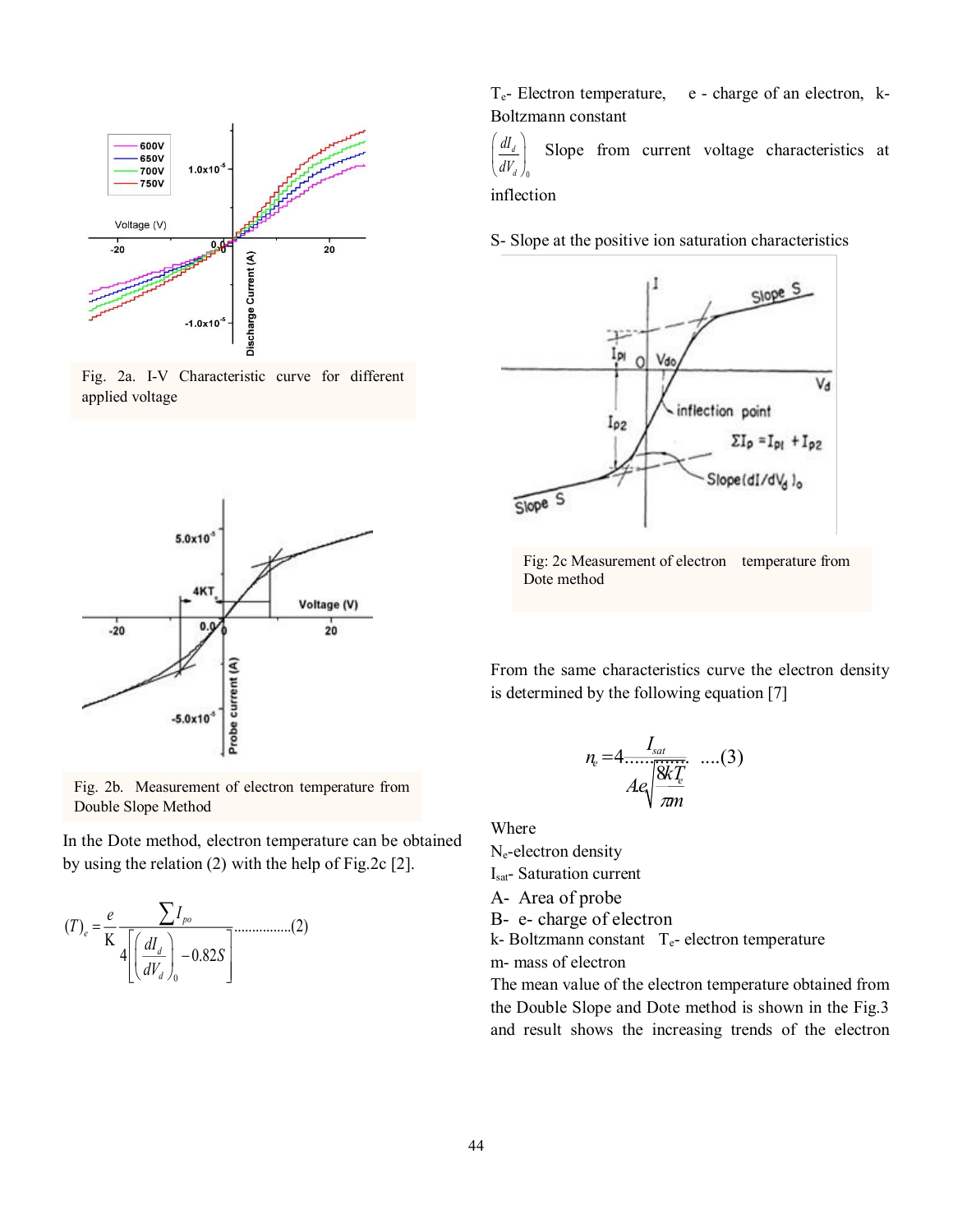Fig. 2a. I-V Characteristic curve for different applied voltage

Fig. 2b. Measurement of electron temperature from Double Slope Method

In the Dote method, electron temperature can be obtained by using the relation (2) with the help of Fig.2c [2].

$$(T)_e = \frac{e}{\mathrm{K}} \frac{\sum I_{po}}{4\left[\left(\frac{dI_d}{dV_d}\right)_0 - 0.82S\right]} \text{................(2)}$$

$T_e$- Electron temperature, e - charge of an electron, k- Boltzmann constant

$\left(\frac{dI_d}{dV_d}\right)_0$ Slope from current voltage characteristics at inflection

S- Slope at the positive ion saturation characteristics

Fig: 2c Measurement of electron temperature from Dote method

From the same characteristics curve the electron density is determined by the following equation [7]

$$n_e = 4 \frac{I_{sat}}{Ae\sqrt{\frac{8kT_e}{\pi m}}} \text{ ....(3)}$$

Where

$N_e$-electron density

$I_{sat}$- Saturation current

A- Area of probe

B- e- charge of electron

k- Boltzmann constant $T_e$- electron temperature

m- mass of electron

The mean value of the electron temperature obtained from the Double Slope and Dote method is shown in the Fig.3 and result shows the increasing trends of the electron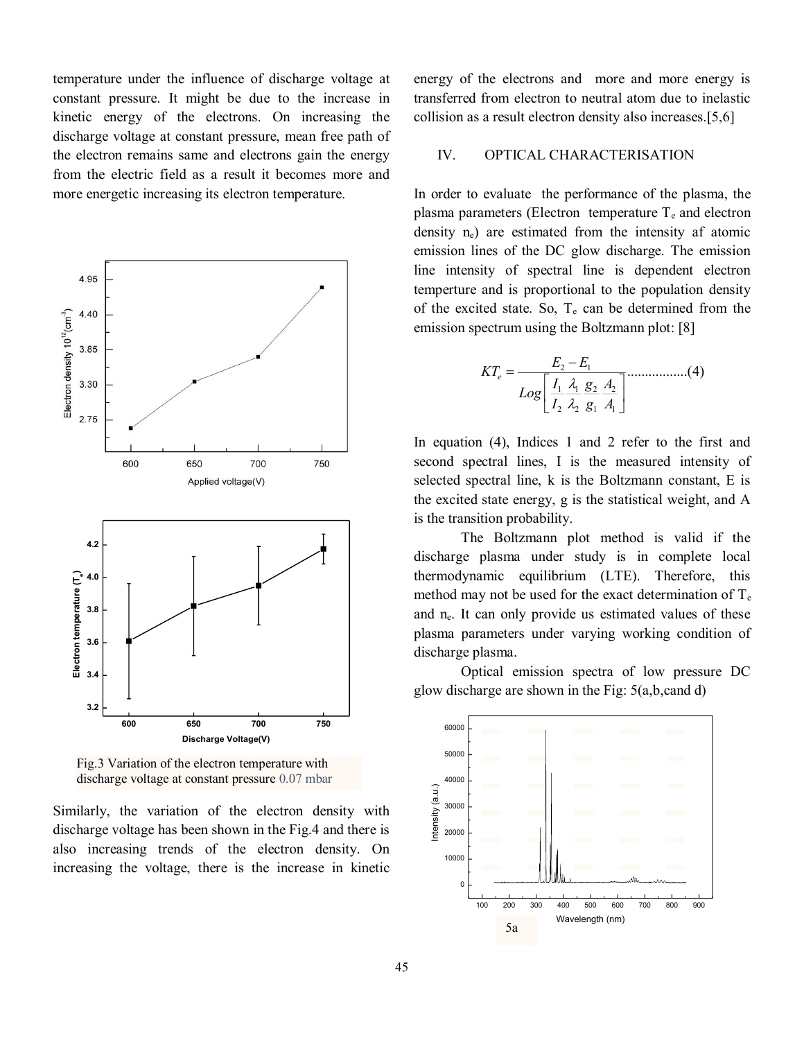temperature under the influence of discharge voltage at constant pressure. It might be due to the increase in kinetic energy of the electrons. On increasing the discharge voltage at constant pressure, mean free path of the electron remains same and electrons gain the energy from the electric field as a result it becomes more and more energetic increasing its electron temperature.

Fig.3 Variation of the electron temperature with discharge voltage at constant pressure 0.07 mbar

Similarly, the variation of the electron density with discharge voltage has been shown in the Fig.4 and there is also increasing trends of the electron density. On increasing the voltage, there is the increase in kinetic energy of the electrons and more and more energy is transferred from electron to neutral atom due to inelastic collision as a result electron density also increases.[5,6]

## IV. OPTICAL CHARACTERISATION

In order to evaluate the performance of the plasma, the plasma parameters (Electron temperature $T_e$ and electron density $n_e$) are estimated from the intensity af atomic emission lines of the DC glow discharge. The emission line intensity of spectral line is dependent electron temperture and is proportional to the population density of the excited state. So, $T_e$ can be determined from the emission spectrum using the Boltzmann plot: [8]

$$KT_e = \frac{E_2 - E_1}{Log\left[\frac{I_1}{I_2}\frac{\lambda_1}{\lambda_2}\frac{g_2}{g_1}\frac{A_2}{A_1}\right]} \quad .................(4)$$

In equation (4), Indices 1 and 2 refer to the first and second spectral lines, I is the measured intensity of selected spectral line, k is the Boltzmann constant, E is the excited state energy, g is the statistical weight, and A is the transition probability.

The Boltzmann plot method is valid if the discharge plasma under study is in complete local thermodynamic equilibrium (LTE). Therefore, this method may not be used for the exact determination of $T_e$ and $n_e$. It can only provide us estimated values of these plasma parameters under varying working condition of discharge plasma.

Optical emission spectra of low pressure DC glow discharge are shown in the Fig: 5(a,b,cand d)

5a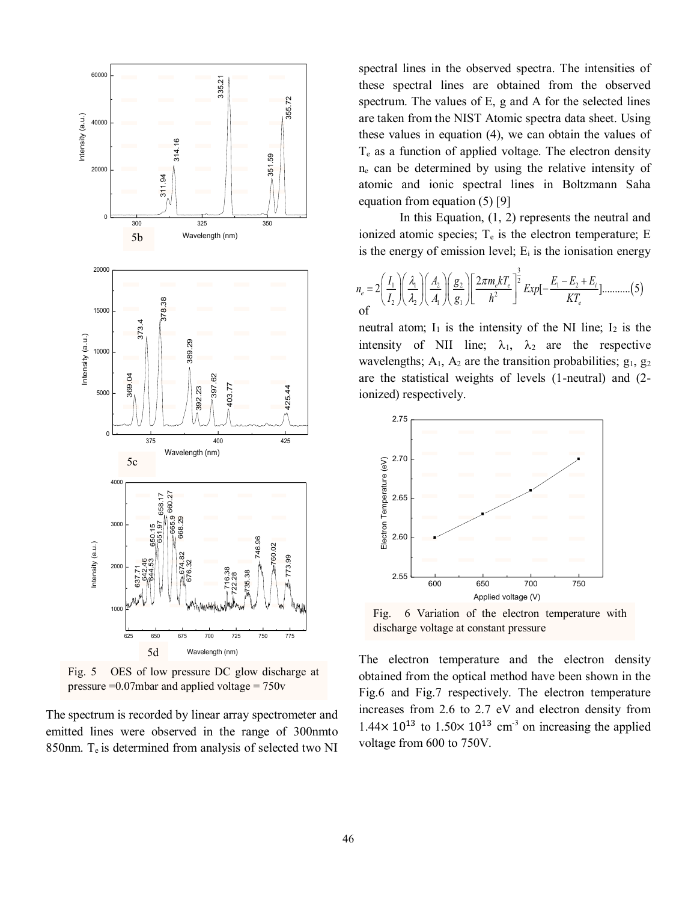5b

5c

5d

Fig. 5 OES of low pressure DC glow discharge at pressure =0.07mbar and applied voltage = 750v

The spectrum is recorded by linear array spectrometer and emitted lines were observed in the range of 300nmto 850nm. $T_e$ is determined from analysis of selected two NI spectral lines in the observed spectra. The intensities of these spectral lines are obtained from the observed spectrum. The values of E, g and A for the selected lines are taken from the NIST Atomic spectra data sheet. Using these values in equation (4), we can obtain the values of $T_e$ as a function of applied voltage. The electron density $n_e$ can be determined by using the relative intensity of atomic and ionic spectral lines in Boltzmann Saha equation from equation (5) [9]

In this Equation, (1, 2) represents the neutral and ionized atomic species; $T_e$ is the electron temperature; E is the energy of emission level; $E_i$ is the ionisation energy of

$$n_e = 2\left(\frac{I_1}{I_2}\right)\left(\frac{\lambda_1}{\lambda_2}\right)\left(\frac{A_2}{A_1}\right)\left(\frac{g_2}{g_1}\right)\left[\frac{2\pi m_e k T_e}{h^2}\right]^{\frac{3}{2}} Exp\left[-\frac{E_1 - E_2 + E_i}{KT_e}\right] \quad (5)$$

neutral atom; $I_1$ is the intensity of the NI line; $I_2$ is the intensity of NII line; $\lambda_1$, $\lambda_2$ are the respective wavelengths; $A_1$, $A_2$ are the transition probabilities; $g_1$, $g_2$ are the statistical weights of levels (1-neutral) and (2-ionized) respectively.

Fig. 6 Variation of the electron temperature with discharge voltage at constant pressure

The electron temperature and the electron density obtained from the optical method have been shown in the Fig.6 and Fig.7 respectively. The electron temperature increases from 2.6 to 2.7 eV and electron density from $1.44\times 10^{13}$ to $1.50\times 10^{13}$ cm$^{-3}$ on increasing the applied voltage from 600 to 750V.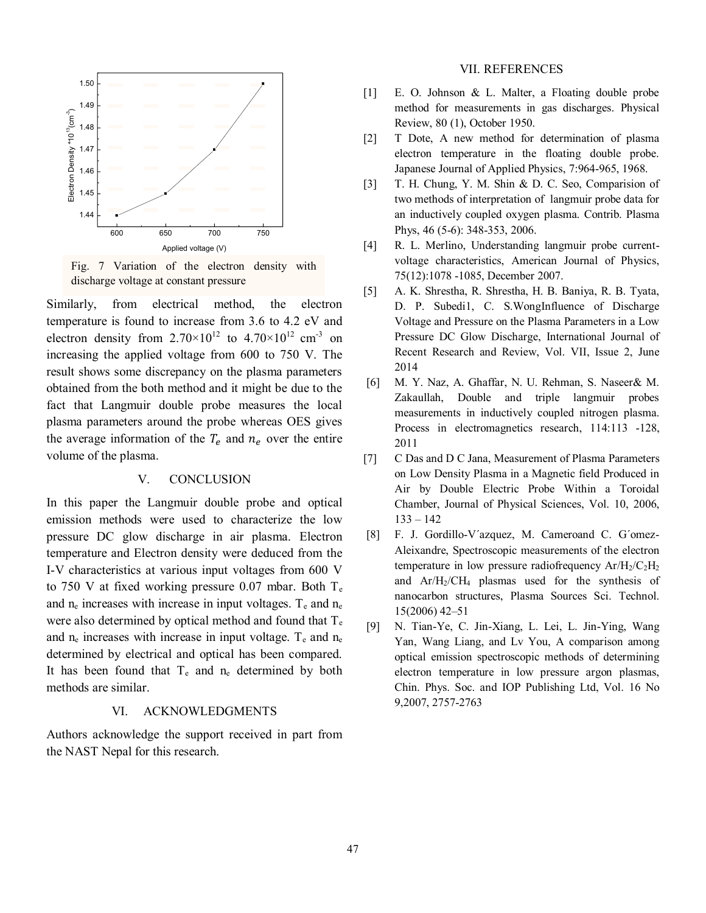1.50
1.49
1.48
1.47
1.46
1.45
1.44

Electron Density $*10^{13}$(cm$^{-3}$)

600 650 700 750

Applied voltage (V)

Fig. 7 Variation of the electron density with discharge voltage at constant pressure

Similarly, from electrical method, the electron temperature is found to increase from 3.6 to 4.2 eV and electron density from $2.70\times10^{12}$ to $4.70\times10^{12}$ cm$^{-3}$ on increasing the applied voltage from 600 to 750 V. The result shows some discrepancy on the plasma parameters obtained from the both method and it might be due to the fact that Langmuir double probe measures the local plasma parameters around the probe whereas OES gives the average information of the $T_e$ and $n_e$ over the entire volume of the plasma.

## V. CONCLUSION

In this paper the Langmuir double probe and optical emission methods were used to characterize the low pressure DC glow discharge in air plasma. Electron temperature and Electron density were deduced from the I-V characteristics at various input voltages from 600 V to 750 V at fixed working pressure 0.07 mbar. Both $T_e$ and $n_e$ increases with increase in input voltages. $T_e$ and $n_e$ were also determined by optical method and found that $T_e$ and $n_e$ increases with increase in input voltage. $T_e$ and $n_e$ determined by electrical and optical has been compared. It has been found that $T_e$ and $n_e$ determined by both methods are similar.

## VI. ACKNOWLEDGMENTS

Authors acknowledge the support received in part from the NAST Nepal for this research.

## VII. REFERENCES

[1] E. O. Johnson & L. Malter, a Floating double probe method for measurements in gas discharges. Physical Review, 80 (1), October 1950.

[2] T Dote, A new method for determination of plasma electron temperature in the floating double probe. Japanese Journal of Applied Physics, 7:964-965, 1968.

[3] T. H. Chung, Y. M. Shin & D. C. Seo, Comparision of two methods of interpretation of langmuir probe data for an inductively coupled oxygen plasma. Contrib. Plasma Phys, 46 (5-6): 348-353, 2006.

[4] R. L. Merlino, Understanding langmuir probe current-voltage characteristics, American Journal of Physics, 75(12):1078 -1085, December 2007.

[5] A. K. Shrestha, R. Shrestha, H. B. Baniya, R. B. Tyata, D. P. Subedi1, C. S.WongInfluence of Discharge Voltage and Pressure on the Plasma Parameters in a Low Pressure DC Glow Discharge, International Journal of Recent Research and Review, Vol. VII, Issue 2, June 2014

[6] M. Y. Naz, A. Ghaffar, N. U. Rehman, S. Naseer& M. Zakaullah, Double and triple langmuir probes measurements in inductively coupled nitrogen plasma. Process in electromagnetics research, 114:113 -128, 2011

[7] C Das and D C Jana, Measurement of Plasma Parameters on Low Density Plasma in a Magnetic field Produced in Air by Double Electric Probe Within a Toroidal Chamber, Journal of Physical Sciences, Vol. 10, 2006, 133 – 142

[8] F. J. Gordillo-V´azquez, M. Cameroand C. G´omez-Aleixandre, Spectroscopic measurements of the electron temperature in low pressure radiofrequency $Ar/H_2/C_2H_2$ and $Ar/H_2/CH_4$ plasmas used for the synthesis of nanocarbon structures, Plasma Sources Sci. Technol. 15(2006) 42–51

[9] N. Tian-Ye, C. Jin-Xiang, L. Lei, L. Jin-Ying, Wang Yan, Wang Liang, and Lv You, A comparison among optical emission spectroscopic methods of determining electron temperature in low pressure argon plasmas, Chin. Phys. Soc. and IOP Publishing Ltd, Vol. 16 No 9,2007, 2757-2763